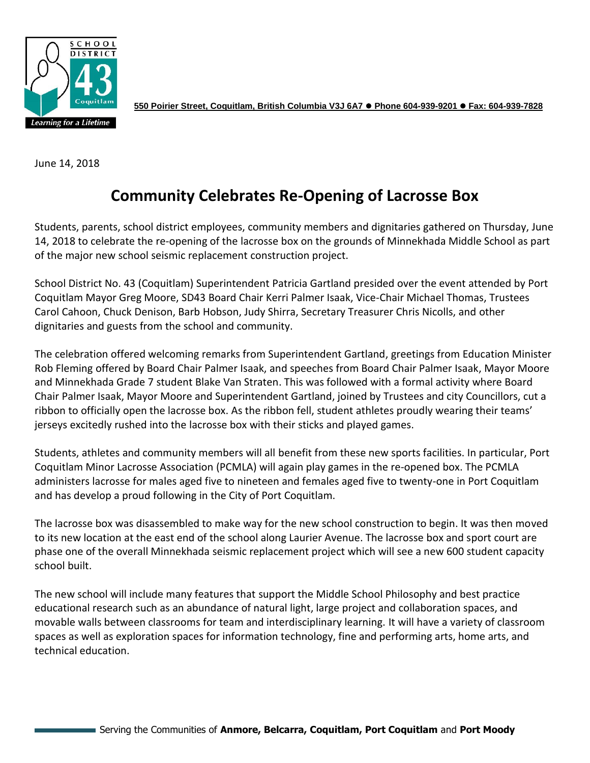**550 Poirier Street, Coquitlam, British Columbia V3J 6A7 ● Phone 604-939-9201 ● Fax: 604-939-7828**

June 14, 2018

# Community Celebrates Re-Opening of Lacrosse Box

Students, parents, school district employees, community members and dignitaries gathered on Thursday, June 14, 2018 to celebrate the re-opening of the lacrosse box on the grounds of Minnekhada Middle School as part of the major new school seismic replacement construction project.

School District No. 43 (Coquitlam) Superintendent Patricia Gartland presided over the event attended by Port Coquitlam Mayor Greg Moore, SD43 Board Chair Kerri Palmer Isaak, Vice-Chair Michael Thomas, Trustees Carol Cahoon, Chuck Denison, Barb Hobson, Judy Shirra, Secretary Treasurer Chris Nicolls, and other dignitaries and guests from the school and community.

The celebration offered welcoming remarks from Superintendent Gartland, greetings from Education Minister Rob Fleming offered by Board Chair Palmer Isaak, and speeches from Board Chair Palmer Isaak, Mayor Moore and Minnekhada Grade 7 student Blake Van Straten. This was followed with a formal activity where Board Chair Palmer Isaak, Mayor Moore and Superintendent Gartland, joined by Trustees and city Councillors, cut a ribbon to officially open the lacrosse box. As the ribbon fell, student athletes proudly wearing their teams' jerseys excitedly rushed into the lacrosse box with their sticks and played games.

Students, athletes and community members will all benefit from these new sports facilities. In particular, Port Coquitlam Minor Lacrosse Association (PCMLA) will again play games in the re-opened box. The PCMLA administers lacrosse for males aged five to nineteen and females aged five to twenty-one in Port Coquitlam and has develop a proud following in the City of Port Coquitlam.

The lacrosse box was disassembled to make way for the new school construction to begin. It was then moved to its new location at the east end of the school along Laurier Avenue. The lacrosse box and sport court are phase one of the overall Minnekhada seismic replacement project which will see a new 600 student capacity school built.

The new school will include many features that support the Middle School Philosophy and best practice educational research such as an abundance of natural light, large project and collaboration spaces, and movable walls between classrooms for team and interdisciplinary learning. It will have a variety of classroom spaces as well as exploration spaces for information technology, fine and performing arts, home arts, and technical education.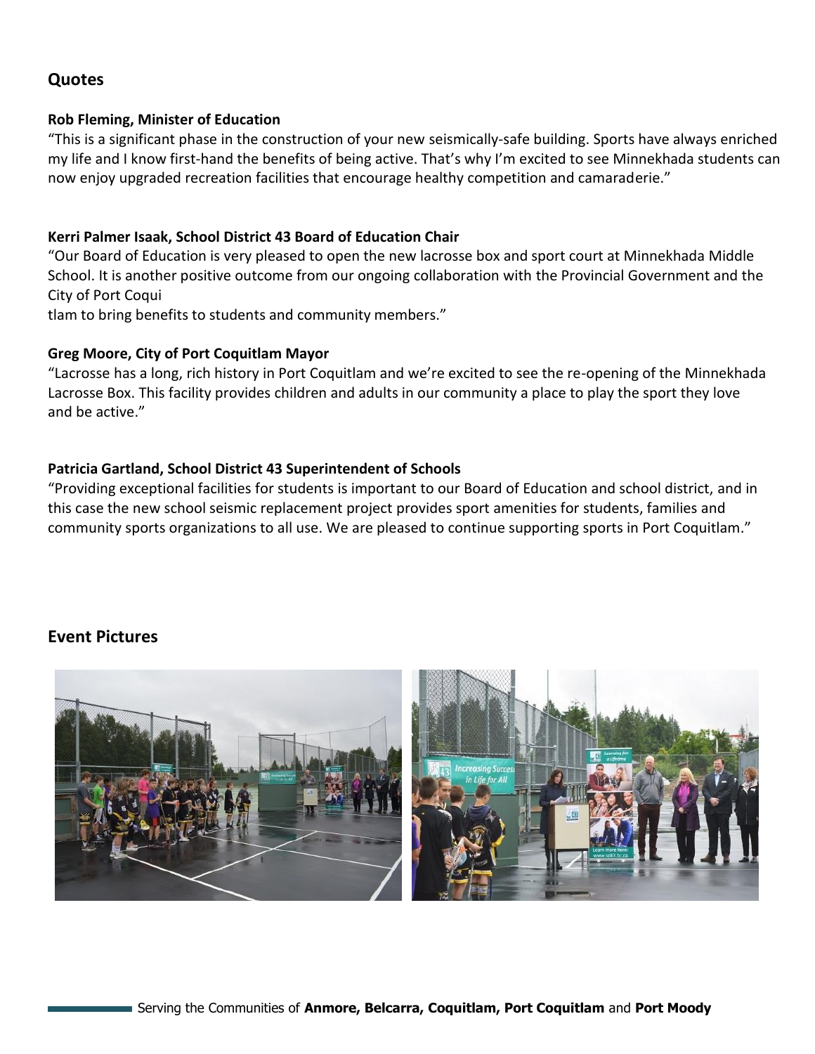## Quotes

**Rob Fleming, Minister of Education**

"This is a significant phase in the construction of your new seismically-safe building. Sports have always enriched my life and I know first-hand the benefits of being active. That's why I'm excited to see Minnekhada students can now enjoy upgraded recreation facilities that encourage healthy competition and camaraderie."

**Kerri Palmer Isaak, School District 43 Board of Education Chair**

"Our Board of Education is very pleased to open the new lacrosse box and sport court at Minnekhada Middle School. It is another positive outcome from our ongoing collaboration with the Provincial Government and the City of Port Coquitlam to bring benefits to students and community members."

**Greg Moore, City of Port Coquitlam Mayor**

"Lacrosse has a long, rich history in Port Coquitlam and we're excited to see the re-opening of the Minnekhada Lacrosse Box. This facility provides children and adults in our community a place to play the sport they love and be active."

**Patricia Gartland, School District 43 Superintendent of Schools**

"Providing exceptional facilities for students is important to our Board of Education and school district, and in this case the new school seismic replacement project provides sport amenities for students, families and community sports organizations to all use. We are pleased to continue supporting sports in Port Coquitlam."

## Event Pictures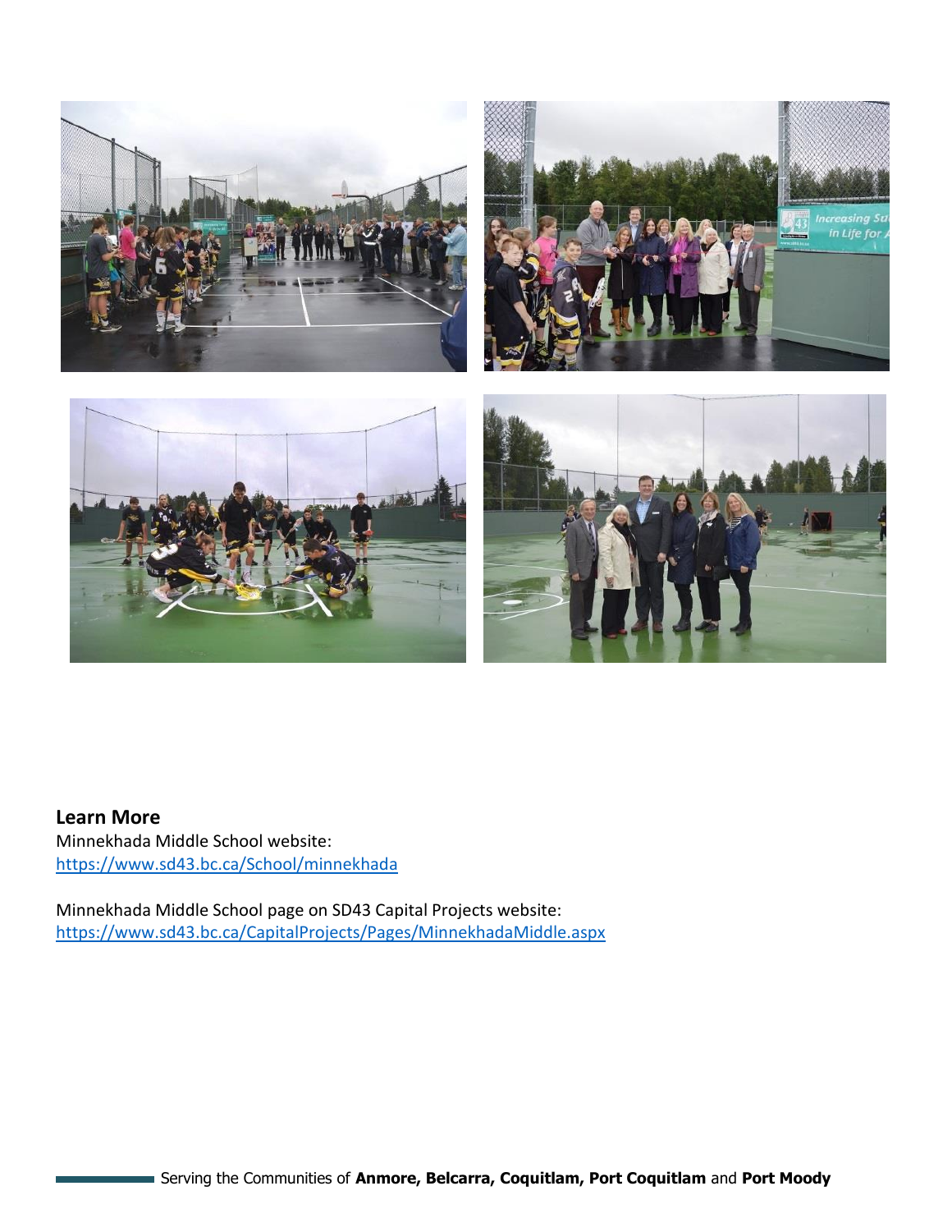### Learn More

Minnekhada Middle School website:
https://www.sd43.bc.ca/School/minnekhada

Minnekhada Middle School page on SD43 Capital Projects website:
https://www.sd43.bc.ca/CapitalProjects/Pages/MinnekhadaMiddle.aspx